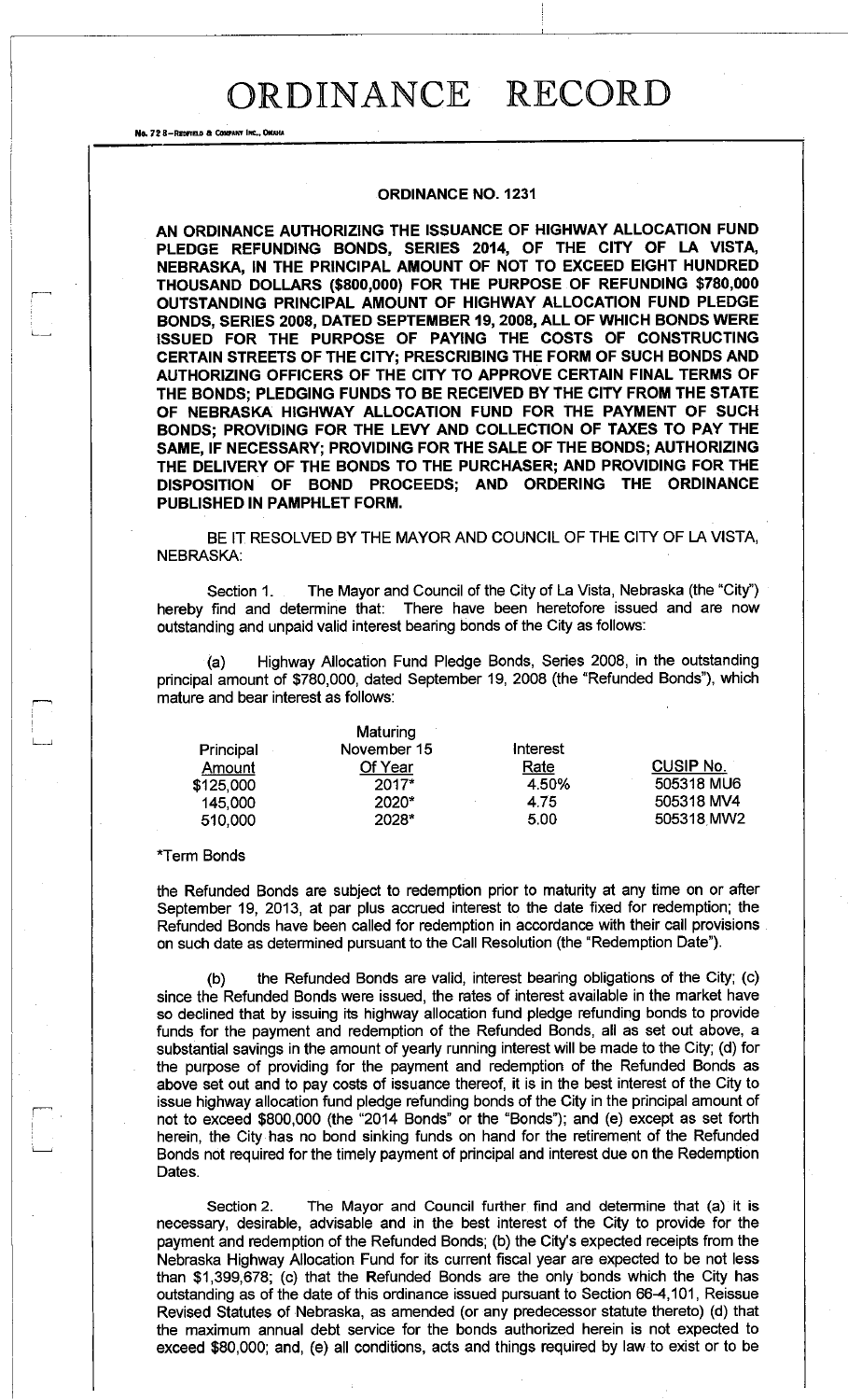# ORDINANCE RECORD

No. 72 8—REDFIELD & COMPANY INC., OMAHA

## ORDINANCE NO. 1231

**AN ORDINANCE AUTHORIZING THE ISSUANCE OF HIGHWAY ALLOCATION FUND PLEDGE REFUNDING BONDS, SERIES 2014, OF THE CITY OF LA VISTA, NEBRASKA, IN THE PRINCIPAL AMOUNT OF NOT TO EXCEED EIGHT HUNDRED THOUSAND DOLLARS ($800,000) FOR THE PURPOSE OF REFUNDING $780,000 OUTSTANDING PRINCIPAL AMOUNT OF HIGHWAY ALLOCATION FUND PLEDGE BONDS, SERIES 2008, DATED SEPTEMBER 19, 2008, ALL OF WHICH BONDS WERE ISSUED FOR THE PURPOSE OF PAYING THE COSTS OF CONSTRUCTING CERTAIN STREETS OF THE CITY; PRESCRIBING THE FORM OF SUCH BONDS AND AUTHORIZING OFFICERS OF THE CITY TO APPROVE CERTAIN FINAL TERMS OF THE BONDS; PLEDGING FUNDS TO BE RECEIVED BY THE CITY FROM THE STATE OF NEBRASKA HIGHWAY ALLOCATION FUND FOR THE PAYMENT OF SUCH BONDS; PROVIDING FOR THE LEVY AND COLLECTION OF TAXES TO PAY THE SAME, IF NECESSARY; PROVIDING FOR THE SALE OF THE BONDS; AUTHORIZING THE DELIVERY OF THE BONDS TO THE PURCHASER; AND PROVIDING FOR THE DISPOSITION OF BOND PROCEEDS; AND ORDERING THE ORDINANCE PUBLISHED IN PAMPHLET FORM.**

BE IT RESOLVED BY THE MAYOR AND COUNCIL OF THE CITY OF LA VISTA, NEBRASKA:

Section 1. The Mayor and Council of the City of La Vista, Nebraska (the "City") hereby find and determine that: There have been heretofore issued and are now outstanding and unpaid valid interest bearing bonds of the City as follows:

(a) Highway Allocation Fund Pledge Bonds, Series 2008, in the outstanding principal amount of $780,000, dated September 19, 2008 (the "Refunded Bonds"), which mature and bear interest as follows:

| Principal Amount | Maturing November 15 Of Year | Interest Rate | CUSIP No. |
|---|---|---|---|
| $125,000 | 2017* | 4.50% | 505318 MU6 |
| 145,000 | 2020* | 4.75 | 505318 MV4 |
| 510,000 | 2028* | 5.00 | 505318 MW2 |

*Term Bonds

the Refunded Bonds are subject to redemption prior to maturity at any time on or after September 19, 2013, at par plus accrued interest to the date fixed for redemption; the Refunded Bonds have been called for redemption in accordance with their call provisions on such date as determined pursuant to the Call Resolution (the "Redemption Date").

(b) the Refunded Bonds are valid, interest bearing obligations of the City; (c) since the Refunded Bonds were issued, the rates of interest available in the market have so declined that by issuing its highway allocation fund pledge refunding bonds to provide funds for the payment and redemption of the Refunded Bonds, all as set out above, a substantial savings in the amount of yearly running interest will be made to the City; (d) for the purpose of providing for the payment and redemption of the Refunded Bonds as above set out and to pay costs of issuance thereof, it is in the best interest of the City to issue highway allocation fund pledge refunding bonds of the City in the principal amount of not to exceed $800,000 (the "2014 Bonds" or the "Bonds"); and (e) except as set forth herein, the City has no bond sinking funds on hand for the retirement of the Refunded Bonds not required for the timely payment of principal and interest due on the Redemption Dates.

Section 2. The Mayor and Council further find and determine that (a) it is necessary, desirable, advisable and in the best interest of the City to provide for the payment and redemption of the Refunded Bonds; (b) the City's expected receipts from the Nebraska Highway Allocation Fund for its current fiscal year are expected to be not less than $1,399,678; (c) that the Refunded Bonds are the only bonds which the City has outstanding as of the date of this ordinance issued pursuant to Section 66-4,101, Reissue Revised Statutes of Nebraska, as amended (or any predecessor statute thereto) (d) that the maximum annual debt service for the bonds authorized herein is not expected to exceed $80,000; and, (e) all conditions, acts and things required by law to exist or to be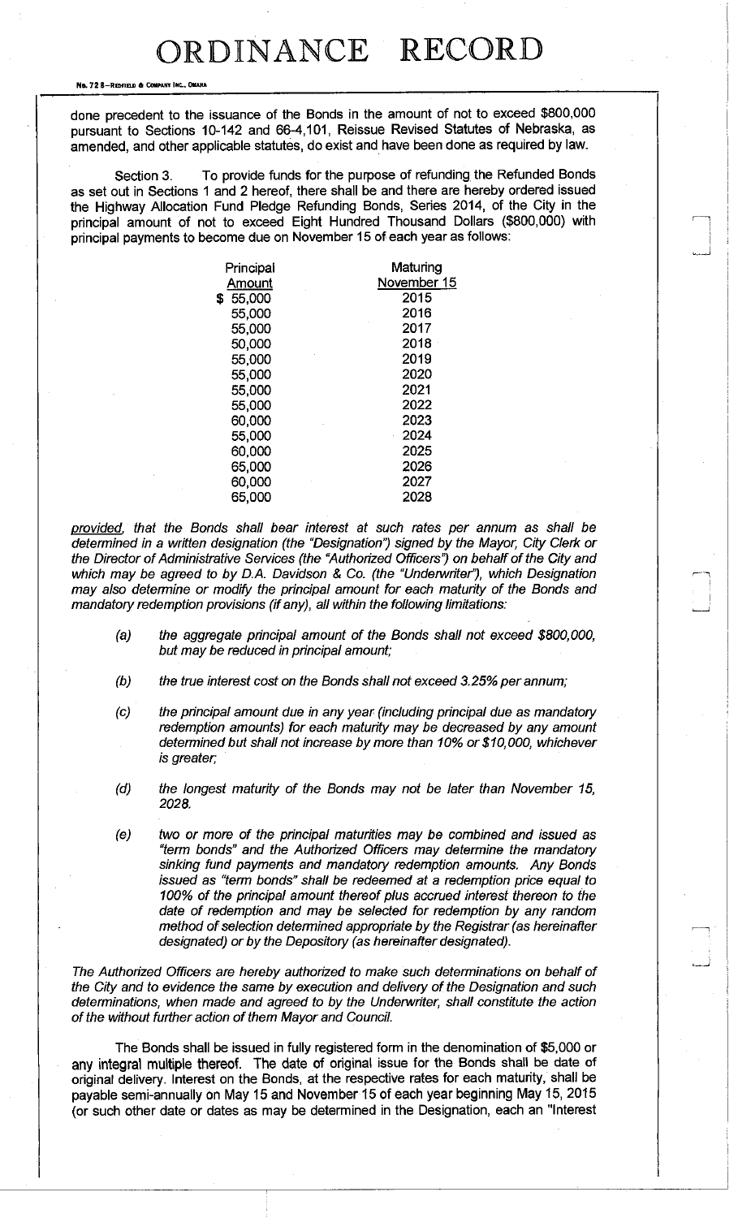done precedent to the issuance of the Bonds in the amount of not to exceed $800,000 pursuant to Sections 10-142 and 66-4,101, Reissue Revised Statutes of Nebraska, as amended, and other applicable statutes, do exist and have been done as required by law.

Section 3. To provide funds for the purpose of refunding the Refunded Bonds as set out in Sections 1 and 2 hereof, there shall be and there are hereby ordered issued the Highway Allocation Fund Pledge Refunding Bonds, Series 2014, of the City in the principal amount of not to exceed Eight Hundred Thousand Dollars ($800,000) with principal payments to become due on November 15 of each year as follows:

| Principal Amount | Maturing November 15 |
|---|---|
| $ 55,000 | 2015 |
| 55,000 | 2016 |
| 55,000 | 2017 |
| 50,000 | 2018 |
| 55,000 | 2019 |
| 55,000 | 2020 |
| 55,000 | 2021 |
| 55,000 | 2022 |
| 60,000 | 2023 |
| 55,000 | 2024 |
| 60,000 | 2025 |
| 65,000 | 2026 |
| 60,000 | 2027 |
| 65,000 | 2028 |

*provided, that the Bonds shall bear interest at such rates per annum as shall be determined in a written designation (the "Designation") signed by the Mayor, City Clerk or the Director of Administrative Services (the "Authorized Officers") on behalf of the City and which may be agreed to by D.A. Davidson & Co. (the "Underwriter"), which Designation may also determine or modify the principal amount for each maturity of the Bonds and mandatory redemption provisions (if any), all within the following limitations:*

*(a) the aggregate principal amount of the Bonds shall not exceed $800,000, but may be reduced in principal amount;*

*(b) the true interest cost on the Bonds shall not exceed 3.25% per annum;*

*(c) the principal amount due in any year (including principal due as mandatory redemption amounts) for each maturity may be decreased by any amount determined but shall not increase by more than 10% or $10,000, whichever is greater;*

*(d) the longest maturity of the Bonds may not be later than November 15, 2028.*

*(e) two or more of the principal maturities may be combined and issued as "term bonds" and the Authorized Officers may determine the mandatory sinking fund payments and mandatory redemption amounts. Any Bonds issued as "term bonds" shall be redeemed at a redemption price equal to 100% of the principal amount thereof plus accrued interest thereon to the date of redemption and may be selected for redemption by any random method of selection determined appropriate by the Registrar (as hereinafter designated) or by the Depository (as hereinafter designated).*

*The Authorized Officers are hereby authorized to make such determinations on behalf of the City and to evidence the same by execution and delivery of the Designation and such determinations, when made and agreed to by the Underwriter, shall constitute the action of the without further action of them Mayor and Council.*

The Bonds shall be issued in fully registered form in the denomination of $5,000 or any integral multiple thereof. The date of original issue for the Bonds shall be date of original delivery. Interest on the Bonds, at the respective rates for each maturity, shall be payable semi-annually on May 15 and November 15 of each year beginning May 15, 2015 (or such other date or dates as may be determined in the Designation, each an "Interest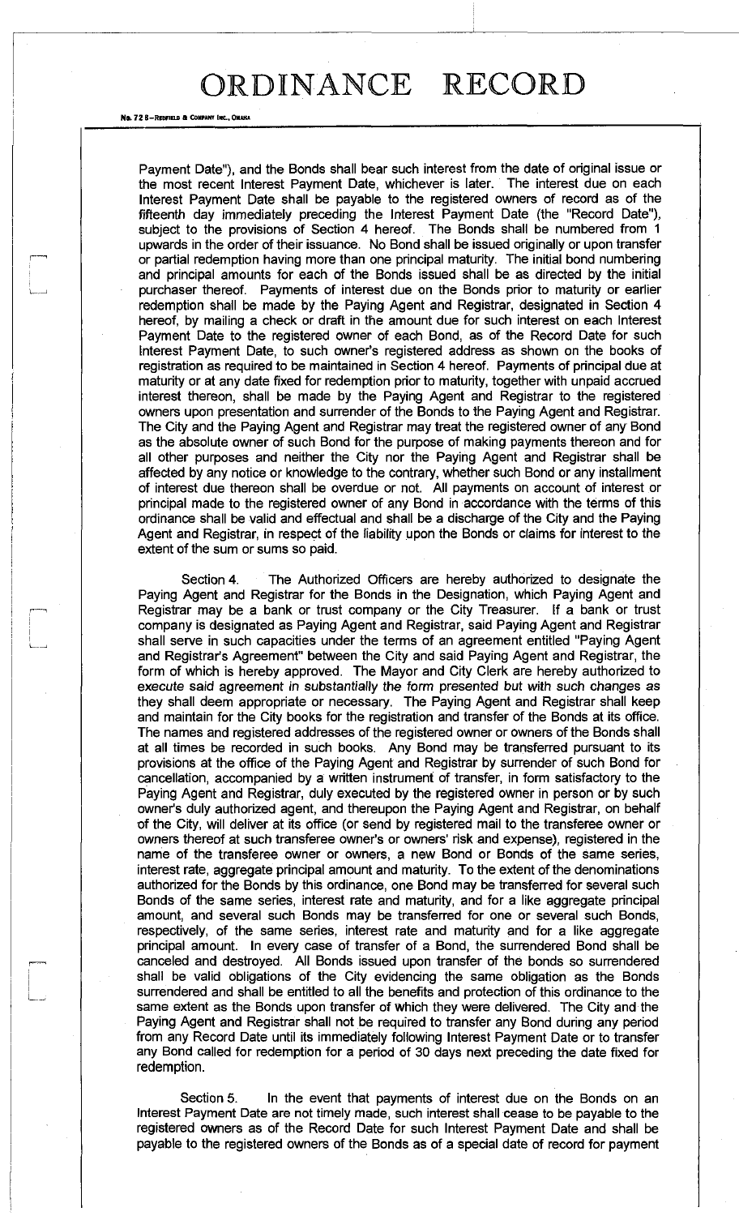Payment Date"), and the Bonds shall bear such interest from the date of original issue or the most recent Interest Payment Date, whichever is later. The interest due on each Interest Payment Date shall be payable to the registered owners of record as of the fifteenth day immediately preceding the Interest Payment Date (the "Record Date"), subject to the provisions of Section 4 hereof. The Bonds shall be numbered from 1 upwards in the order of their issuance. No Bond shall be issued originally or upon transfer or partial redemption having more than one principal maturity. The initial bond numbering and principal amounts for each of the Bonds issued shall be as directed by the initial purchaser thereof. Payments of interest due on the Bonds prior to maturity or earlier redemption shall be made by the Paying Agent and Registrar, designated in Section 4 hereof, by mailing a check or draft in the amount due for such interest on each Interest Payment Date to the registered owner of each Bond, as of the Record Date for such Interest Payment Date, to such owner's registered address as shown on the books of registration as required to be maintained in Section 4 hereof. Payments of principal due at maturity or at any date fixed for redemption prior to maturity, together with unpaid accrued interest thereon, shall be made by the Paying Agent and Registrar to the registered owners upon presentation and surrender of the Bonds to the Paying Agent and Registrar. The City and the Paying Agent and Registrar may treat the registered owner of any Bond as the absolute owner of such Bond for the purpose of making payments thereon and for all other purposes and neither the City nor the Paying Agent and Registrar shall be affected by any notice or knowledge to the contrary, whether such Bond or any installment of interest due thereon shall be overdue or not. All payments on account of interest or principal made to the registered owner of any Bond in accordance with the terms of this ordinance shall be valid and effectual and shall be a discharge of the City and the Paying Agent and Registrar, in respect of the liability upon the Bonds or claims for interest to the extent of the sum or sums so paid.

Section 4. The Authorized Officers are hereby authorized to designate the Paying Agent and Registrar for the Bonds in the Designation, which Paying Agent and Registrar may be a bank or trust company or the City Treasurer. If a bank or trust company is designated as Paying Agent and Registrar, said Paying Agent and Registrar shall serve in such capacities under the terms of an agreement entitled "Paying Agent and Registrar's Agreement" between the City and said Paying Agent and Registrar, the form of which is hereby approved. The Mayor and City Clerk are hereby authorized to execute said agreement in substantially the form presented but with such changes as they shall deem appropriate or necessary. The Paying Agent and Registrar shall keep and maintain for the City books for the registration and transfer of the Bonds at its office. The names and registered addresses of the registered owner or owners of the Bonds shall at all times be recorded in such books. Any Bond may be transferred pursuant to its provisions at the office of the Paying Agent and Registrar by surrender of such Bond for cancellation, accompanied by a written instrument of transfer, in form satisfactory to the Paying Agent and Registrar, duly executed by the registered owner in person or by such owner's duly authorized agent, and thereupon the Paying Agent and Registrar, on behalf of the City, will deliver at its office (or send by registered mail to the transferee owner or owners thereof at such transferee owner's or owners' risk and expense), registered in the name of the transferee owner or owners, a new Bond or Bonds of the same series, interest rate, aggregate principal amount and maturity. To the extent of the denominations authorized for the Bonds by this ordinance, one Bond may be transferred for several such Bonds of the same series, interest rate and maturity, and for a like aggregate principal amount, and several such Bonds may be transferred for one or several such Bonds, respectively, of the same series, interest rate and maturity and for a like aggregate principal amount. In every case of transfer of a Bond, the surrendered Bond shall be canceled and destroyed. All Bonds issued upon transfer of the bonds so surrendered shall be valid obligations of the City evidencing the same obligation as the Bonds surrendered and shall be entitled to all the benefits and protection of this ordinance to the same extent as the Bonds upon transfer of which they were delivered. The City and the Paying Agent and Registrar shall not be required to transfer any Bond during any period from any Record Date until its immediately following Interest Payment Date or to transfer any Bond called for redemption for a period of 30 days next preceding the date fixed for redemption.

Section 5. In the event that payments of interest due on the Bonds on an Interest Payment Date are not timely made, such interest shall cease to be payable to the registered owners as of the Record Date for such Interest Payment Date and shall be payable to the registered owners of the Bonds as of a special date of record for payment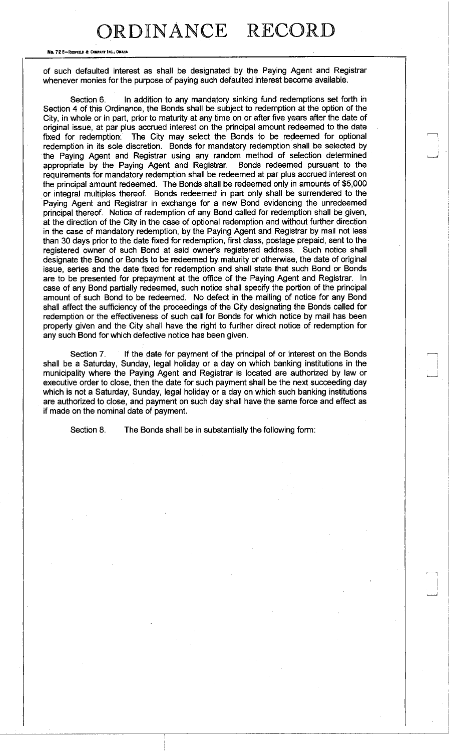of such defaulted interest as shall be designated by the Paying Agent and Registrar whenever monies for the purpose of paying such defaulted interest become available.

Section 6. In addition to any mandatory sinking fund redemptions set forth in Section 4 of this Ordinance, the Bonds shall be subject to redemption at the option of the City, in whole or in part, prior to maturity at any time on or after five years after the date of original issue, at par plus accrued interest on the principal amount redeemed to the date fixed for redemption. The City may select the Bonds to be redeemed for optional redemption in its sole discretion. Bonds for mandatory redemption shall be selected by the Paying Agent and Registrar using any random method of selection determined appropriate by the Paying Agent and Registrar. Bonds redeemed pursuant to the requirements for mandatory redemption shall be redeemed at par plus accrued interest on the principal amount redeemed. The Bonds shall be redeemed only in amounts of $5,000 or integral multiples thereof. Bonds redeemed in part only shall be surrendered to the Paying Agent and Registrar in exchange for a new Bond evidencing the unredeemed principal thereof. Notice of redemption of any Bond called for redemption shall be given, at the direction of the City in the case of optional redemption and without further direction in the case of mandatory redemption, by the Paying Agent and Registrar by mail not less than 30 days prior to the date fixed for redemption, first class, postage prepaid, sent to the registered owner of such Bond at said owner's registered address. Such notice shall designate the Bond or Bonds to be redeemed by maturity or otherwise, the date of original issue, series and the date fixed for redemption and shall state that such Bond or Bonds are to be presented for prepayment at the office of the Paying Agent and Registrar. In case of any Bond partially redeemed, such notice shall specify the portion of the principal amount of such Bond to be redeemed. No defect in the mailing of notice for any Bond shall affect the sufficiency of the proceedings of the City designating the Bonds called for redemption or the effectiveness of such call for Bonds for which notice by mail has been properly given and the City shall have the right to further direct notice of redemption for any such Bond for which defective notice has been given.

Section 7. If the date for payment of the principal of or interest on the Bonds shall be a Saturday, Sunday, legal holiday or a day on which banking institutions in the municipality where the Paying Agent and Registrar is located are authorized by law or executive order to close, then the date for such payment shall be the next succeeding day which is not a Saturday, Sunday, legal holiday or a day on which such banking institutions are authorized to close, and payment on such day shall have the same force and effect as if made on the nominal date of payment.

Section 8. The Bonds shall be in substantially the following form: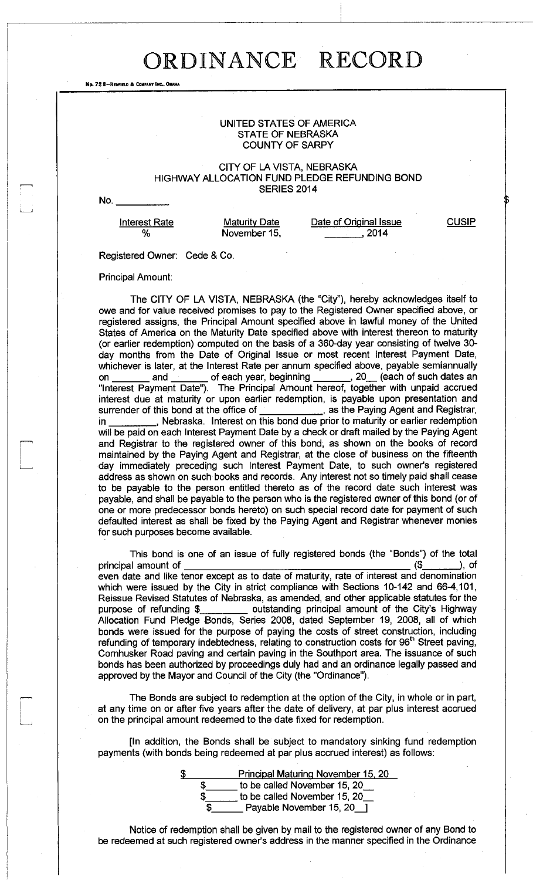# ORDINANCE RECORD

No. 72 8—REDFIELD & COMPANY INC., OMAHA

UNITED STATES OF AMERICA
STATE OF NEBRASKA
COUNTY OF SARPY

CITY OF LA VISTA, NEBRASKA
HIGHWAY ALLOCATION FUND PLEDGE REFUNDING BOND
SERIES 2014

No. __________ $

| Interest Rate | Maturity Date | Date of Original Issue | CUSIP |
|---|---|---|---|
| % | November 15, | _______, 2014 | |

Registered Owner: Cede & Co.

Principal Amount:

The CITY OF LA VISTA, NEBRASKA (the "City"), hereby acknowledges itself to owe and for value received promises to pay to the Registered Owner specified above, or registered assigns, the Principal Amount specified above in lawful money of the United States of America on the Maturity Date specified above with interest thereon to maturity (or earlier redemption) computed on the basis of a 360-day year consisting of twelve 30-day months from the Date of Original Issue or most recent Interest Payment Date, whichever is later, at the Interest Rate per annum specified above, payable semiannually on _______ and _______ of each year, beginning _______, 20__ (each of such dates an "Interest Payment Date"). The Principal Amount hereof, together with unpaid accrued interest due at maturity or upon earlier redemption, is payable upon presentation and surrender of this bond at the office of ____________, as the Paying Agent and Registrar, in _________, Nebraska. Interest on this bond due prior to maturity or earlier redemption will be paid on each Interest Payment Date by a check or draft mailed by the Paying Agent and Registrar to the registered owner of this bond, as shown on the books of record maintained by the Paying Agent and Registrar, at the close of business on the fifteenth day immediately preceding such Interest Payment Date, to such owner's registered address as shown on such books and records. Any interest not so timely paid shall cease to be payable to the person entitled thereto as of the record date such interest was payable, and shall be payable to the person who is the registered owner of this bond (or of one or more predecessor bonds hereto) on such special record date for payment of such defaulted interest as shall be fixed by the Paying Agent and Registrar whenever monies for such purposes become available.

This bond is one of an issue of fully registered bonds (the "Bonds") of the total principal amount of ____________________________________________ ($_______), of even date and like tenor except as to date of maturity, rate of interest and denomination which were issued by the City in strict compliance with Sections 10-142 and 66-4,101, Reissue Revised Statutes of Nebraska, as amended, and other applicable statutes for the purpose of refunding $_________ outstanding principal amount of the City's Highway Allocation Fund Pledge Bonds, Series 2008, dated September 19, 2008, all of which bonds were issued for the purpose of paying the costs of street construction, including refunding of temporary indebtedness, relating to construction costs for 96th Street paving, Cornhusker Road paving and certain paving in the Southport area. The issuance of such bonds has been authorized by proceedings duly had and an ordinance legally passed and approved by the Mayor and Council of the City (the "Ordinance").

The Bonds are subject to redemption at the option of the City, in whole or in part, at any time on or after five years after the date of delivery, at par plus interest accrued on the principal amount redeemed to the date fixed for redemption.

[In addition, the Bonds shall be subject to mandatory sinking fund redemption payments (with bonds being redeemed at par plus accrued interest) as follows:

$ ______ Principal Maturing November 15, 20__
$______ to be called November 15, 20__
$______ to be called November 15, 20__
$______ Payable November 15, 20__]

Notice of redemption shall be given by mail to the registered owner of any Bond to be redeemed at such registered owner's address in the manner specified in the Ordinance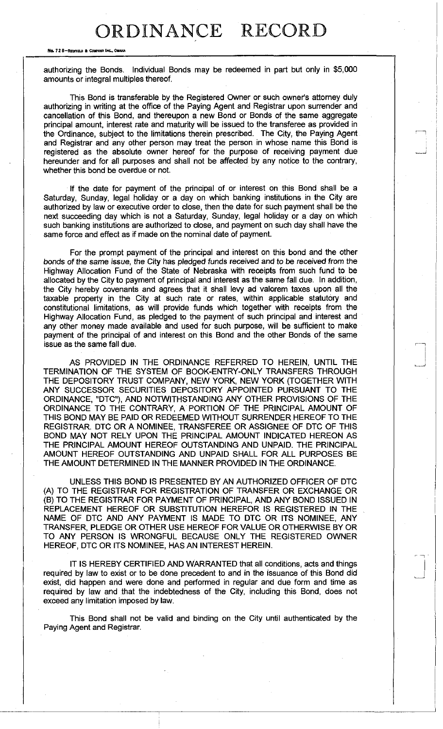authorizing the Bonds. Individual Bonds may be redeemed in part but only in $5,000 amounts or integral multiples thereof.

This Bond is transferable by the Registered Owner or such owner's attorney duly authorizing in writing at the office of the Paying Agent and Registrar upon surrender and cancellation of this Bond, and thereupon a new Bond or Bonds of the same aggregate principal amount, interest rate and maturity will be issued to the transferee as provided in the Ordinance, subject to the limitations therein prescribed. The City, the Paying Agent and Registrar and any other person may treat the person in whose name this Bond is registered as the absolute owner hereof for the purpose of receiving payment due hereunder and for all purposes and shall not be affected by any notice to the contrary, whether this bond be overdue or not.

If the date for payment of the principal of or interest on this Bond shall be a Saturday, Sunday, legal holiday or a day on which banking institutions in the City are authorized by law or executive order to close, then the date for such payment shall be the next succeeding day which is not a Saturday, Sunday, legal holiday or a day on which such banking institutions are authorized to close, and payment on such day shall have the same force and effect as if made on the nominal date of payment.

For the prompt payment of the principal and interest on this bond and the other bonds of the same issue, the City has pledged funds received and to be received from the Highway Allocation Fund of the State of Nebraska with receipts from such fund to be allocated by the City to payment of principal and interest as the same fall due. In addition, the City hereby covenants and agrees that it shall levy ad valorem taxes upon all the taxable property in the City at such rate or rates, within applicable statutory and constitutional limitations, as will provide funds which together with receipts from the Highway Allocation Fund, as pledged to the payment of such principal and interest and any other money made available and used for such purpose, will be sufficient to make payment of the principal of and interest on this Bond and the other Bonds of the same issue as the same fall due.

AS PROVIDED IN THE ORDINANCE REFERRED TO HEREIN, UNTIL THE TERMINATION OF THE SYSTEM OF BOOK-ENTRY-ONLY TRANSFERS THROUGH THE DEPOSITORY TRUST COMPANY, NEW YORK, NEW YORK (TOGETHER WITH ANY SUCCESSOR SECURITIES DEPOSITORY APPOINTED PURSUANT TO THE ORDINANCE, "DTC"), AND NOTWITHSTANDING ANY OTHER PROVISIONS OF THE ORDINANCE TO THE CONTRARY, A PORTION OF THE PRINCIPAL AMOUNT OF THIS BOND MAY BE PAID OR REDEEMED WITHOUT SURRENDER HEREOF TO THE REGISTRAR. DTC OR A NOMINEE, TRANSFEREE OR ASSIGNEE OF DTC OF THIS BOND MAY NOT RELY UPON THE PRINCIPAL AMOUNT INDICATED HEREON AS THE PRINCIPAL AMOUNT HEREOF OUTSTANDING AND UNPAID. THE PRINCIPAL AMOUNT HEREOF OUTSTANDING AND UNPAID SHALL FOR ALL PURPOSES BE THE AMOUNT DETERMINED IN THE MANNER PROVIDED IN THE ORDINANCE.

UNLESS THIS BOND IS PRESENTED BY AN AUTHORIZED OFFICER OF DTC (A) TO THE REGISTRAR FOR REGISTRATION OF TRANSFER OR EXCHANGE OR (B) TO THE REGISTRAR FOR PAYMENT OF PRINCIPAL, AND ANY BOND ISSUED IN REPLACEMENT HEREOF OR SUBSTITUTION HEREFOR IS REGISTERED IN THE NAME OF DTC AND ANY PAYMENT IS MADE TO DTC OR ITS NOMINEE, ANY TRANSFER, PLEDGE OR OTHER USE HEREOF FOR VALUE OR OTHERWISE BY OR TO ANY PERSON IS WRONGFUL BECAUSE ONLY THE REGISTERED OWNER HEREOF, DTC OR ITS NOMINEE, HAS AN INTEREST HEREIN.

IT IS HEREBY CERTIFIED AND WARRANTED that all conditions, acts and things required by law to exist or to be done precedent to and in the issuance of this Bond did exist, did happen and were done and performed in regular and due form and time as required by law and that the indebtedness of the City, including this Bond, does not exceed any limitation imposed by law.

This Bond shall not be valid and binding on the City until authenticated by the Paying Agent and Registrar.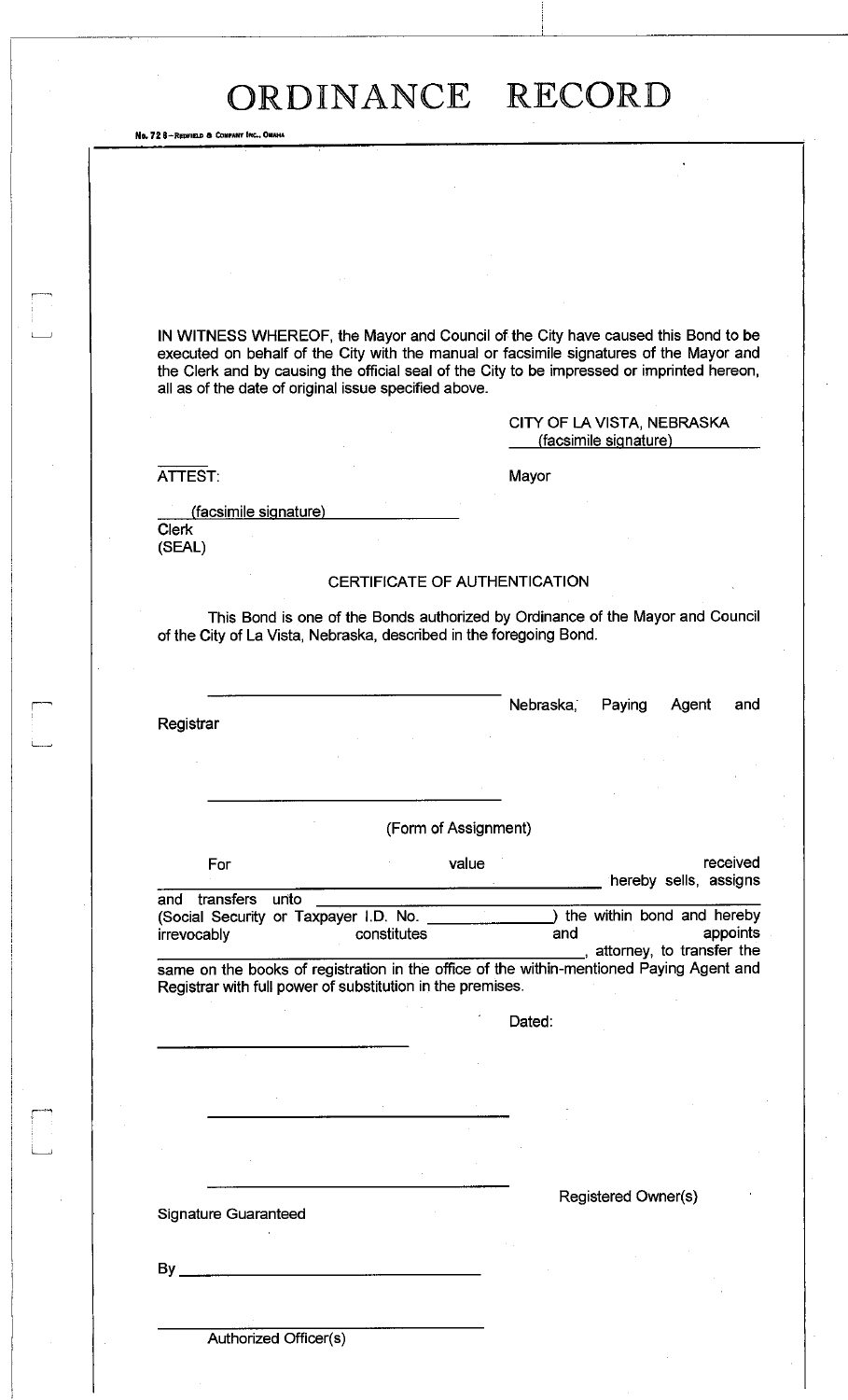# ORDINANCE RECORD

No. 72 8—Redfield & Company Inc., Omaha

IN WITNESS WHEREOF, the Mayor and Council of the City have caused this Bond to be executed on behalf of the City with the manual or facsimile signatures of the Mayor and the Clerk and by causing the official seal of the City to be impressed or imprinted hereon, all as of the date of original issue specified above.

CITY OF LA VISTA, NEBRASKA
(facsimile signature)
Mayor

ATTEST:

(facsimile signature)
Clerk
(SEAL)

CERTIFICATE OF AUTHENTICATION

This Bond is one of the Bonds authorized by Ordinance of the Mayor and Council of the City of La Vista, Nebraska, described in the foregoing Bond.

______________________________ Nebraska, Paying Agent and Registrar

______________________________

(Form of Assignment)

For value received ______________________________ hereby sells, assigns and transfers unto ______________________________ (Social Security or Taxpayer I.D. No. ______________) the within bond and hereby irrevocably constitutes and appoints ______________________________, attorney, to transfer the same on the books of registration in the office of the within-mentioned Paying Agent and Registrar with full power of substitution in the premises.

Dated:

______________________________

______________________________

______________________________

Registered Owner(s)

Signature Guaranteed

By ______________________________

______________________________
Authorized Officer(s)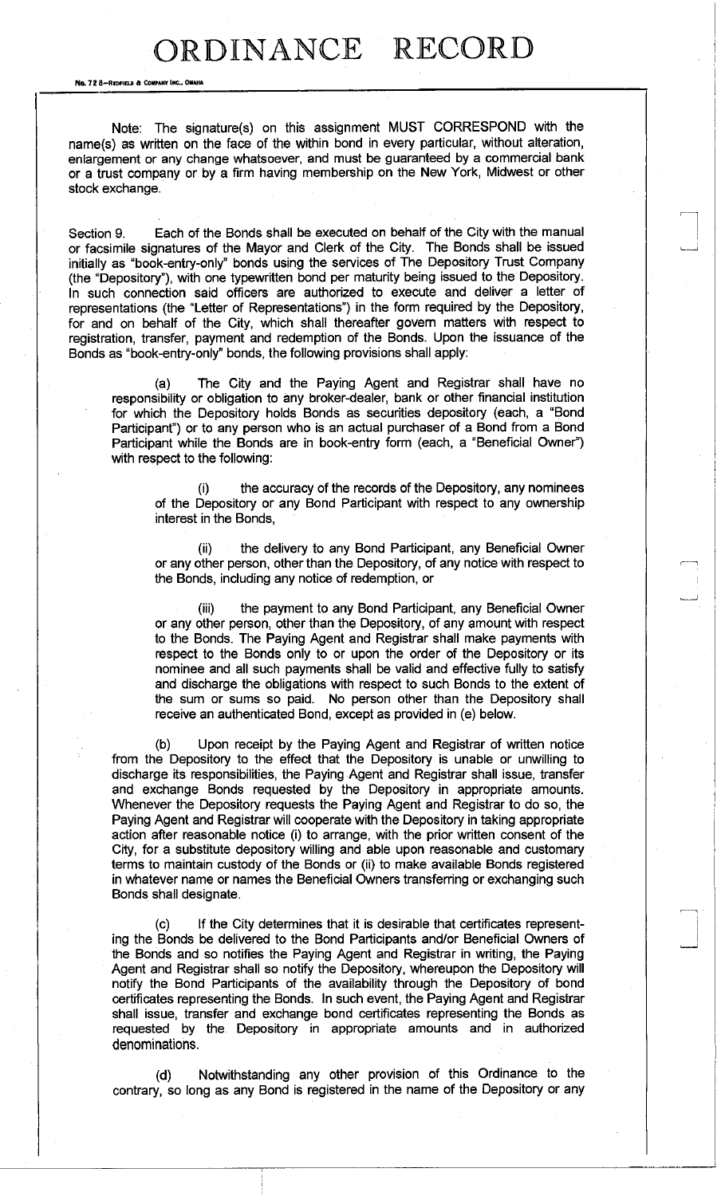Note: The signature(s) on this assignment MUST CORRESPOND with the name(s) as written on the face of the within bond in every particular, without alteration, enlargement or any change whatsoever, and must be guaranteed by a commercial bank or a trust company or by a firm having membership on the New York, Midwest or other stock exchange.

Section 9. Each of the Bonds shall be executed on behalf of the City with the manual or facsimile signatures of the Mayor and Clerk of the City. The Bonds shall be issued initially as "book-entry-only" bonds using the services of The Depository Trust Company (the "Depository"), with one typewritten bond per maturity being issued to the Depository. In such connection said officers are authorized to execute and deliver a letter of representations (the "Letter of Representations") in the form required by the Depository, for and on behalf of the City, which shall thereafter govern matters with respect to registration, transfer, payment and redemption of the Bonds. Upon the issuance of the Bonds as "book-entry-only" bonds, the following provisions shall apply:

(a) The City and the Paying Agent and Registrar shall have no responsibility or obligation to any broker-dealer, bank or other financial institution for which the Depository holds Bonds as securities depository (each, a "Bond Participant") or to any person who is an actual purchaser of a Bond from a Bond Participant while the Bonds are in book-entry form (each, a "Beneficial Owner") with respect to the following:

(i) the accuracy of the records of the Depository, any nominees of the Depository or any Bond Participant with respect to any ownership interest in the Bonds,

(ii) the delivery to any Bond Participant, any Beneficial Owner or any other person, other than the Depository, of any notice with respect to the Bonds, including any notice of redemption, or

(iii) the payment to any Bond Participant, any Beneficial Owner or any other person, other than the Depository, of any amount with respect to the Bonds. The Paying Agent and Registrar shall make payments with respect to the Bonds only to or upon the order of the Depository or its nominee and all such payments shall be valid and effective fully to satisfy and discharge the obligations with respect to such Bonds to the extent of the sum or sums so paid. No person other than the Depository shall receive an authenticated Bond, except as provided in (e) below.

(b) Upon receipt by the Paying Agent and Registrar of written notice from the Depository to the effect that the Depository is unable or unwilling to discharge its responsibilities, the Paying Agent and Registrar shall issue, transfer and exchange Bonds requested by the Depository in appropriate amounts. Whenever the Depository requests the Paying Agent and Registrar to do so, the Paying Agent and Registrar will cooperate with the Depository in taking appropriate action after reasonable notice (i) to arrange, with the prior written consent of the City, for a substitute depository willing and able upon reasonable and customary terms to maintain custody of the Bonds or (ii) to make available Bonds registered in whatever name or names the Beneficial Owners transferring or exchanging such Bonds shall designate.

(c) If the City determines that it is desirable that certificates representing the Bonds be delivered to the Bond Participants and/or Beneficial Owners of the Bonds and so notifies the Paying Agent and Registrar in writing, the Paying Agent and Registrar shall so notify the Depository, whereupon the Depository will notify the Bond Participants of the availability through the Depository of bond certificates representing the Bonds. In such event, the Paying Agent and Registrar shall issue, transfer and exchange bond certificates representing the Bonds as requested by the Depository in appropriate amounts and in authorized denominations.

(d) Notwithstanding any other provision of this Ordinance to the contrary, so long as any Bond is registered in the name of the Depository or any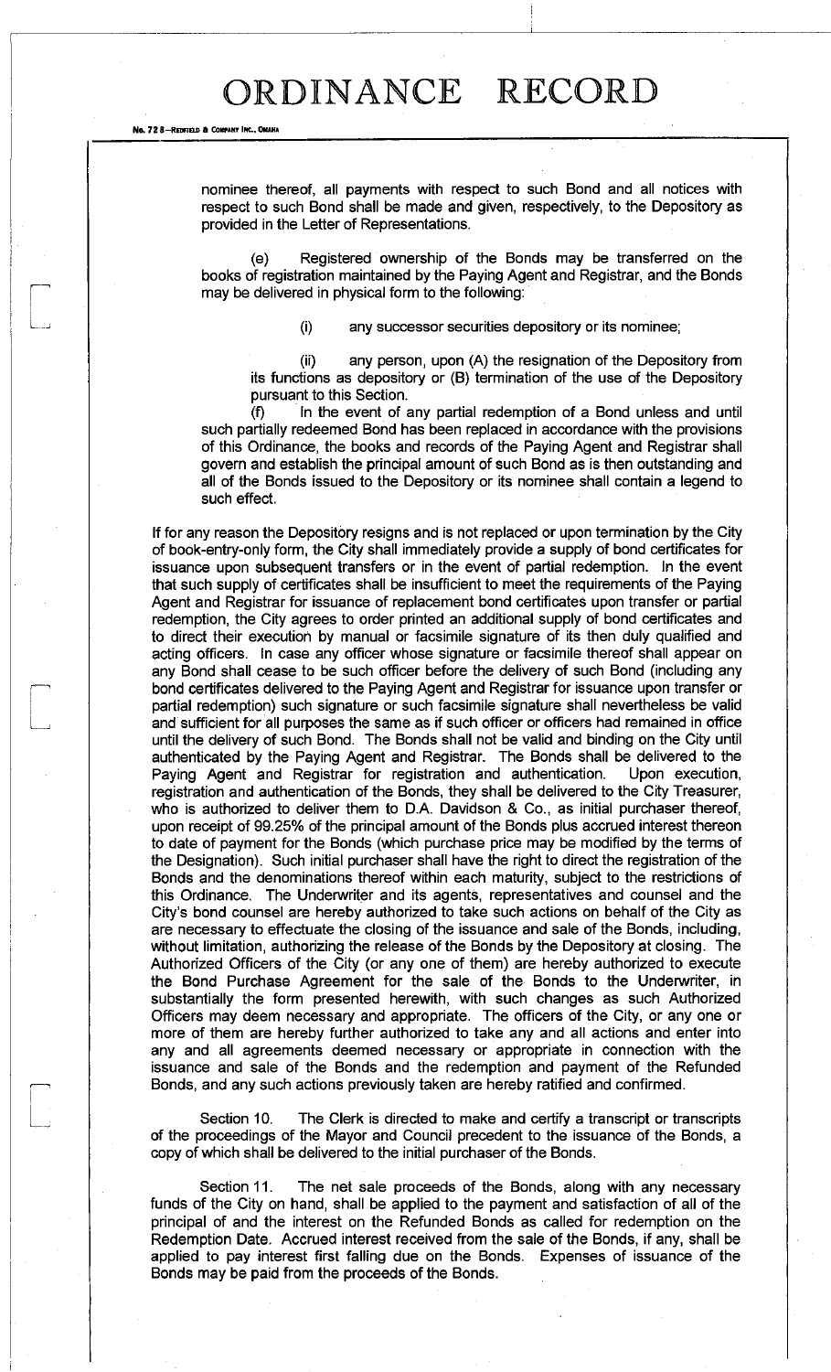nominee thereof, all payments with respect to such Bond and all notices with respect to such Bond shall be made and given, respectively, to the Depository as provided in the Letter of Representations.

(e) Registered ownership of the Bonds may be transferred on the books of registration maintained by the Paying Agent and Registrar, and the Bonds may be delivered in physical form to the following:

(i) any successor securities depository or its nominee;

(ii) any person, upon (A) the resignation of the Depository from its functions as depository or (B) termination of the use of the Depository pursuant to this Section.

(f) In the event of any partial redemption of a Bond unless and until such partially redeemed Bond has been replaced in accordance with the provisions of this Ordinance, the books and records of the Paying Agent and Registrar shall govern and establish the principal amount of such Bond as is then outstanding and all of the Bonds issued to the Depository or its nominee shall contain a legend to such effect.

If for any reason the Depository resigns and is not replaced or upon termination by the City of book-entry-only form, the City shall immediately provide a supply of bond certificates for issuance upon subsequent transfers or in the event of partial redemption. In the event that such supply of certificates shall be insufficient to meet the requirements of the Paying Agent and Registrar for issuance of replacement bond certificates upon transfer or partial redemption, the City agrees to order printed an additional supply of bond certificates and to direct their execution by manual or facsimile signature of its then duly qualified and acting officers. In case any officer whose signature or facsimile thereof shall appear on any Bond shall cease to be such officer before the delivery of such Bond (including any bond certificates delivered to the Paying Agent and Registrar for issuance upon transfer or partial redemption) such signature or such facsimile signature shall nevertheless be valid and sufficient for all purposes the same as if such officer or officers had remained in office until the delivery of such Bond. The Bonds shall not be valid and binding on the City until authenticated by the Paying Agent and Registrar. The Bonds shall be delivered to the Paying Agent and Registrar for registration and authentication. Upon execution, registration and authentication of the Bonds, they shall be delivered to the City Treasurer, who is authorized to deliver them to D.A. Davidson & Co., as initial purchaser thereof, upon receipt of 99.25% of the principal amount of the Bonds plus accrued interest thereon to date of payment for the Bonds (which purchase price may be modified by the terms of the Designation). Such initial purchaser shall have the right to direct the registration of the Bonds and the denominations thereof within each maturity, subject to the restrictions of this Ordinance. The Underwriter and its agents, representatives and counsel and the City's bond counsel are hereby authorized to take such actions on behalf of the City as are necessary to effectuate the closing of the issuance and sale of the Bonds, including, without limitation, authorizing the release of the Bonds by the Depository at closing. The Authorized Officers of the City (or any one of them) are hereby authorized to execute the Bond Purchase Agreement for the sale of the Bonds to the Underwriter, in substantially the form presented herewith, with such changes as such Authorized Officers may deem necessary and appropriate. The officers of the City, or any one or more of them are hereby further authorized to take any and all actions and enter into any and all agreements deemed necessary or appropriate in connection with the issuance and sale of the Bonds and the redemption and payment of the Refunded Bonds, and any such actions previously taken are hereby ratified and confirmed.

Section 10. The Clerk is directed to make and certify a transcript or transcripts of the proceedings of the Mayor and Council precedent to the issuance of the Bonds, a copy of which shall be delivered to the initial purchaser of the Bonds.

Section 11. The net sale proceeds of the Bonds, along with any necessary funds of the City on hand, shall be applied to the payment and satisfaction of all of the principal of and the interest on the Refunded Bonds as called for redemption on the Redemption Date. Accrued interest received from the sale of the Bonds, if any, shall be applied to pay interest first falling due on the Bonds. Expenses of issuance of the Bonds may be paid from the proceeds of the Bonds.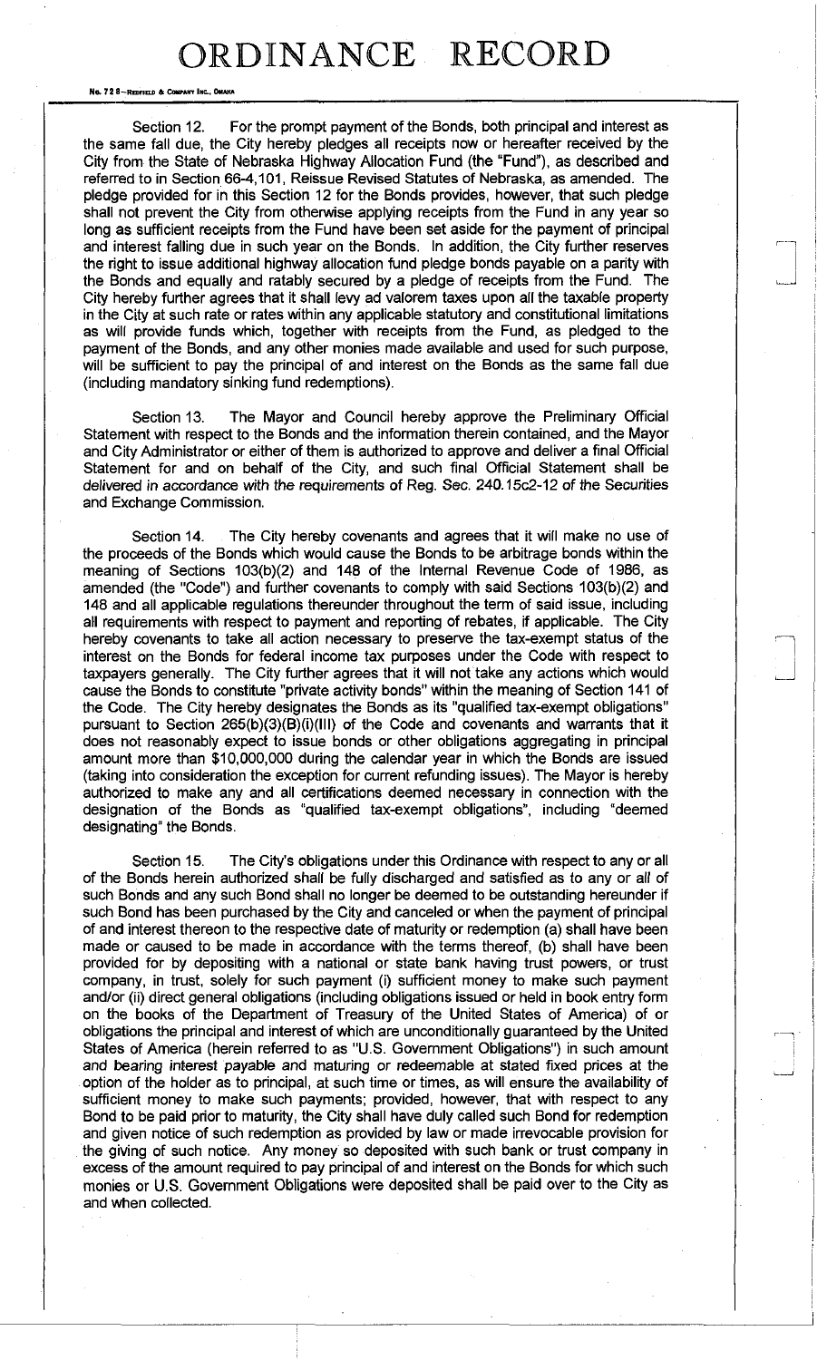Section 12. For the prompt payment of the Bonds, both principal and interest as the same fall due, the City hereby pledges all receipts now or hereafter received by the City from the State of Nebraska Highway Allocation Fund (the "Fund"), as described and referred to in Section 66-4,101, Reissue Revised Statutes of Nebraska, as amended. The pledge provided for in this Section 12 for the Bonds provides, however, that such pledge shall not prevent the City from otherwise applying receipts from the Fund in any year so long as sufficient receipts from the Fund have been set aside for the payment of principal and interest falling due in such year on the Bonds. In addition, the City further reserves the right to issue additional highway allocation fund pledge bonds payable on a parity with the Bonds and equally and ratably secured by a pledge of receipts from the Fund. The City hereby further agrees that it shall levy ad valorem taxes upon all the taxable property in the City at such rate or rates within any applicable statutory and constitutional limitations as will provide funds which, together with receipts from the Fund, as pledged to the payment of the Bonds, and any other monies made available and used for such purpose, will be sufficient to pay the principal of and interest on the Bonds as the same fall due (including mandatory sinking fund redemptions).

Section 13. The Mayor and Council hereby approve the Preliminary Official Statement with respect to the Bonds and the information therein contained, and the Mayor and City Administrator or either of them is authorized to approve and deliver a final Official Statement for and on behalf of the City, and such final Official Statement shall be delivered in accordance with the requirements of Reg. Sec. 240.15c2-12 of the Securities and Exchange Commission.

Section 14. The City hereby covenants and agrees that it will make no use of the proceeds of the Bonds which would cause the Bonds to be arbitrage bonds within the meaning of Sections 103(b)(2) and 148 of the Internal Revenue Code of 1986, as amended (the "Code") and further covenants to comply with said Sections 103(b)(2) and 148 and all applicable regulations thereunder throughout the term of said issue, including all requirements with respect to payment and reporting of rebates, if applicable. The City hereby covenants to take all action necessary to preserve the tax-exempt status of the interest on the Bonds for federal income tax purposes under the Code with respect to taxpayers generally. The City further agrees that it will not take any actions which would cause the Bonds to constitute "private activity bonds" within the meaning of Section 141 of the Code. The City hereby designates the Bonds as its "qualified tax-exempt obligations" pursuant to Section 265(b)(3)(B)(i)(III) of the Code and covenants and warrants that it does not reasonably expect to issue bonds or other obligations aggregating in principal amount more than $10,000,000 during the calendar year in which the Bonds are issued (taking into consideration the exception for current refunding issues). The Mayor is hereby authorized to make any and all certifications deemed necessary in connection with the designation of the Bonds as "qualified tax-exempt obligations", including "deemed designating" the Bonds.

Section 15. The City's obligations under this Ordinance with respect to any or all of the Bonds herein authorized shall be fully discharged and satisfied as to any or all of such Bonds and any such Bond shall no longer be deemed to be outstanding hereunder if such Bond has been purchased by the City and canceled or when the payment of principal of and interest thereon to the respective date of maturity or redemption (a) shall have been made or caused to be made in accordance with the terms thereof, (b) shall have been provided for by depositing with a national or state bank having trust powers, or trust company, in trust, solely for such payment (i) sufficient money to make such payment and/or (ii) direct general obligations (including obligations issued or held in book entry form on the books of the Department of Treasury of the United States of America) of or obligations the principal and interest of which are unconditionally guaranteed by the United States of America (herein referred to as "U.S. Government Obligations") in such amount and bearing interest payable and maturing or redeemable at stated fixed prices at the option of the holder as to principal, at such time or times, as will ensure the availability of sufficient money to make such payments; provided, however, that with respect to any Bond to be paid prior to maturity, the City shall have duly called such Bond for redemption and given notice of such redemption as provided by law or made irrevocable provision for the giving of such notice. Any money so deposited with such bank or trust company in excess of the amount required to pay principal of and interest on the Bonds for which such monies or U.S. Government Obligations were deposited shall be paid over to the City as and when collected.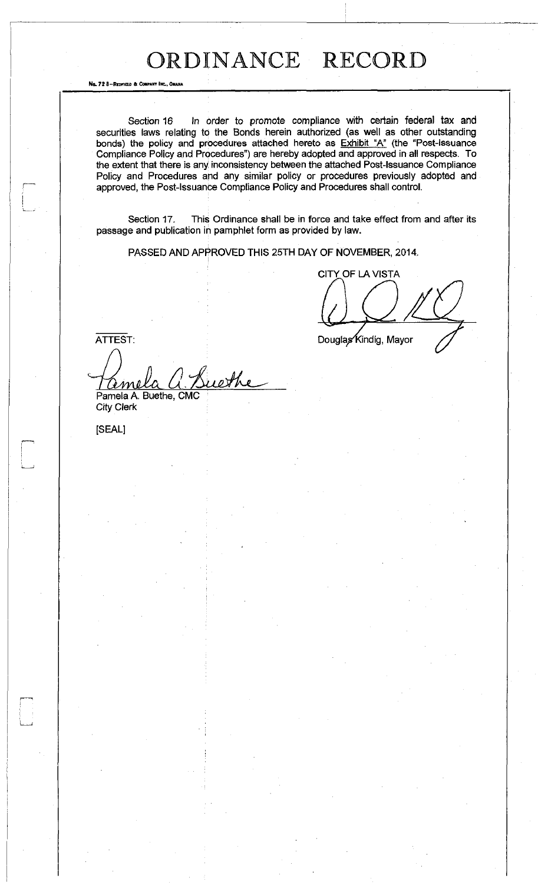# ORDINANCE RECORD

Section 16 In order to promote compliance with certain federal tax and securities laws relating to the Bonds herein authorized (as well as other outstanding bonds) the policy and procedures attached hereto as Exhibit "A" (the "Post-Issuance Compliance Policy and Procedures") are hereby adopted and approved in all respects. To the extent that there is any inconsistency between the attached Post-Issuance Compliance Policy and Procedures and any similar policy or procedures previously adopted and approved, the Post-Issuance Compliance Policy and Procedures shall control.

Section 17. This Ordinance shall be in force and take effect from and after its passage and publication in pamphlet form as provided by law.

PASSED AND APPROVED THIS 25TH DAY OF NOVEMBER, 2014.

CITY OF LA VISTA

Douglas Kindig, Mayor

ATTEST:

Pamela A. Buethe, CMC
City Clerk

[SEAL]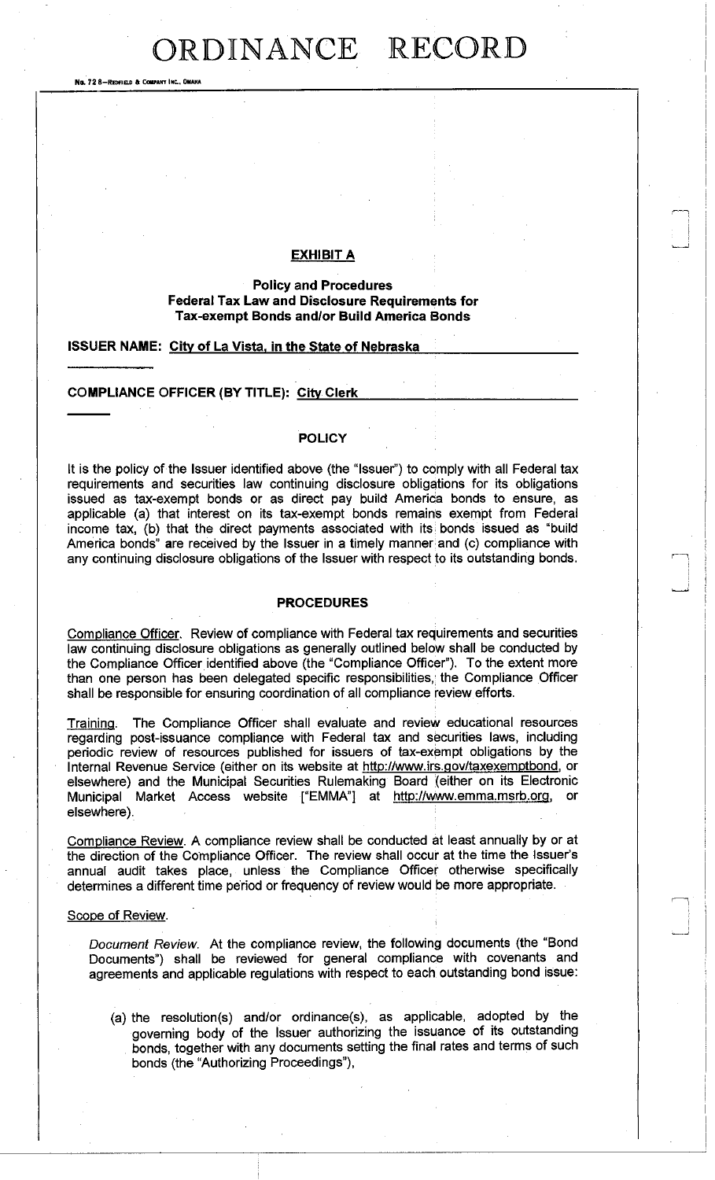# ORDINANCE RECORD

No. 72 8—REDFIELD & COMPANY INC., OMAHA

## EXHIBIT A

### Policy and Procedures
### Federal Tax Law and Disclosure Requirements for Tax-exempt Bonds and/or Build America Bonds

**ISSUER NAME: City of La Vista, in the State of Nebraska**

**COMPLIANCE OFFICER (BY TITLE): City Clerk**

#### POLICY

It is the policy of the Issuer identified above (the "Issuer") to comply with all Federal tax requirements and securities law continuing disclosure obligations for its obligations issued as tax-exempt bonds or as direct pay build America bonds to ensure, as applicable (a) that interest on its tax-exempt bonds remains exempt from Federal income tax, (b) that the direct payments associated with its bonds issued as "build America bonds" are received by the Issuer in a timely manner and (c) compliance with any continuing disclosure obligations of the Issuer with respect to its outstanding bonds.

#### PROCEDURES

Compliance Officer. Review of compliance with Federal tax requirements and securities law continuing disclosure obligations as generally outlined below shall be conducted by the Compliance Officer identified above (the "Compliance Officer"). To the extent more than one person has been delegated specific responsibilities, the Compliance Officer shall be responsible for ensuring coordination of all compliance review efforts.

Training. The Compliance Officer shall evaluate and review educational resources regarding post-issuance compliance with Federal tax and securities laws, including periodic review of resources published for issuers of tax-exempt obligations by the Internal Revenue Service (either on its website at http://www.irs.gov/taxexemptbond, or elsewhere) and the Municipal Securities Rulemaking Board (either on its Electronic Municipal Market Access website ["EMMA"] at http://www.emma.msrb.org, or elsewhere).

Compliance Review. A compliance review shall be conducted at least annually by or at the direction of the Compliance Officer. The review shall occur at the time the Issuer's annual audit takes place, unless the Compliance Officer otherwise specifically determines a different time period or frequency of review would be more appropriate.

Scope of Review.

*Document Review.* At the compliance review, the following documents (the "Bond Documents") shall be reviewed for general compliance with covenants and agreements and applicable regulations with respect to each outstanding bond issue:

(a) the resolution(s) and/or ordinance(s), as applicable, adopted by the governing body of the Issuer authorizing the issuance of its outstanding bonds, together with any documents setting the final rates and terms of such bonds (the "Authorizing Proceedings"),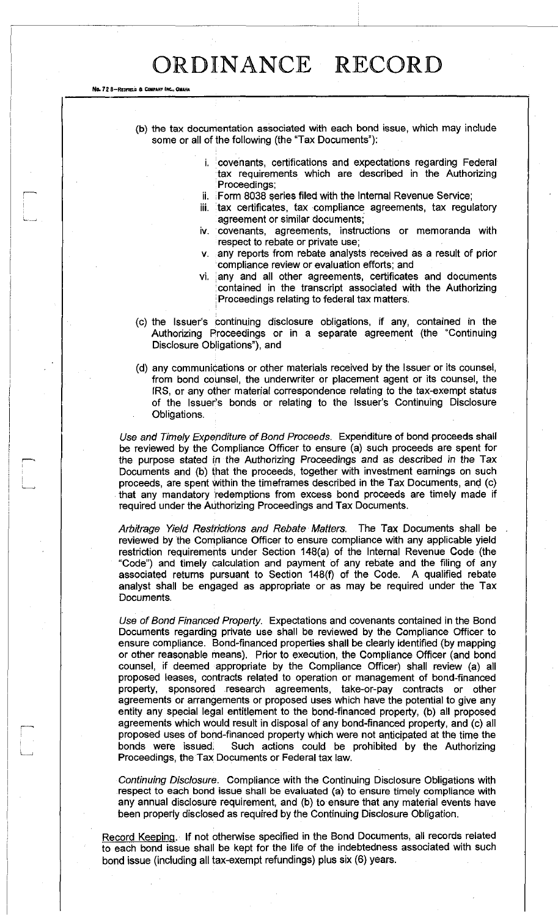(b) the tax documentation associated with each bond issue, which may include some or all of the following (the "Tax Documents"):

i. covenants, certifications and expectations regarding Federal tax requirements which are described in the Authorizing Proceedings;
ii. Form 8038 series filed with the Internal Revenue Service;
iii. tax certificates, tax compliance agreements, tax regulatory agreement or similar documents;
iv. covenants, agreements, instructions or memoranda with respect to rebate or private use;
v. any reports from rebate analysts received as a result of prior compliance review or evaluation efforts; and
vi. any and all other agreements, certificates and documents contained in the transcript associated with the Authorizing Proceedings relating to federal tax matters.

(c) the Issuer's continuing disclosure obligations, if any, contained in the Authorizing Proceedings or in a separate agreement (the "Continuing Disclosure Obligations"), and

(d) any communications or other materials received by the Issuer or its counsel, from bond counsel, the underwriter or placement agent or its counsel, the IRS, or any other material correspondence relating to the tax-exempt status of the Issuer's bonds or relating to the Issuer's Continuing Disclosure Obligations.

*Use and Timely Expenditure of Bond Proceeds.* Expenditure of bond proceeds shall be reviewed by the Compliance Officer to ensure (a) such proceeds are spent for the purpose stated in the Authorizing Proceedings and as described in the Tax Documents and (b) that the proceeds, together with investment earnings on such proceeds, are spent within the timeframes described in the Tax Documents, and (c) that any mandatory redemptions from excess bond proceeds are timely made if required under the Authorizing Proceedings and Tax Documents.

*Arbitrage Yield Restrictions and Rebate Matters.* The Tax Documents shall be reviewed by the Compliance Officer to ensure compliance with any applicable yield restriction requirements under Section 148(a) of the Internal Revenue Code (the "Code") and timely calculation and payment of any rebate and the filing of any associated returns pursuant to Section 148(f) of the Code. A qualified rebate analyst shall be engaged as appropriate or as may be required under the Tax Documents.

*Use of Bond Financed Property.* Expectations and covenants contained in the Bond Documents regarding private use shall be reviewed by the Compliance Officer to ensure compliance. Bond-financed properties shall be clearly identified (by mapping or other reasonable means). Prior to execution, the Compliance Officer (and bond counsel, if deemed appropriate by the Compliance Officer) shall review (a) all proposed leases, contracts related to operation or management of bond-financed property, sponsored research agreements, take-or-pay contracts or other agreements or arrangements or proposed uses which have the potential to give any entity any special legal entitlement to the bond-financed property, (b) all proposed agreements which would result in disposal of any bond-financed property, and (c) all proposed uses of bond-financed property which were not anticipated at the time the bonds were issued. Such actions could be prohibited by the Authorizing Proceedings, the Tax Documents or Federal tax law.

*Continuing Disclosure.* Compliance with the Continuing Disclosure Obligations with respect to each bond issue shall be evaluated (a) to ensure timely compliance with any annual disclosure requirement, and (b) to ensure that any material events have been properly disclosed as required by the Continuing Disclosure Obligation.

Record Keeping. If not otherwise specified in the Bond Documents, all records related to each bond issue shall be kept for the life of the indebtedness associated with such bond issue (including all tax-exempt refundings) plus six (6) years.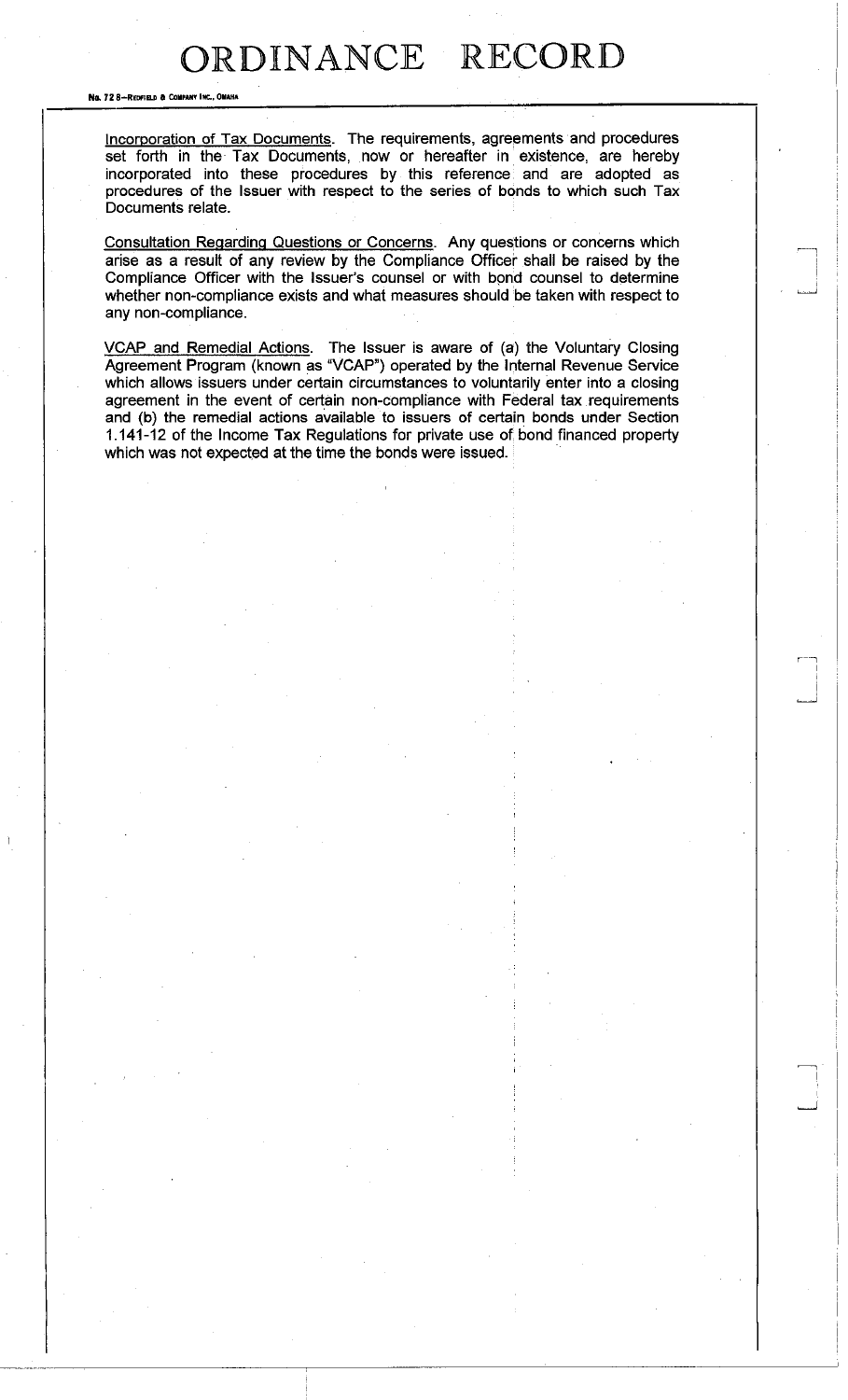Incorporation of Tax Documents. The requirements, agreements and procedures set forth in the Tax Documents, now or hereafter in existence, are hereby incorporated into these procedures by this reference and are adopted as procedures of the Issuer with respect to the series of bonds to which such Tax Documents relate.

Consultation Regarding Questions or Concerns. Any questions or concerns which arise as a result of any review by the Compliance Officer shall be raised by the Compliance Officer with the Issuer's counsel or with bond counsel to determine whether non-compliance exists and what measures should be taken with respect to any non-compliance.

VCAP and Remedial Actions. The Issuer is aware of (a) the Voluntary Closing Agreement Program (known as "VCAP") operated by the Internal Revenue Service which allows issuers under certain circumstances to voluntarily enter into a closing agreement in the event of certain non-compliance with Federal tax requirements and (b) the remedial actions available to issuers of certain bonds under Section 1.141-12 of the Income Tax Regulations for private use of bond financed property which was not expected at the time the bonds were issued.